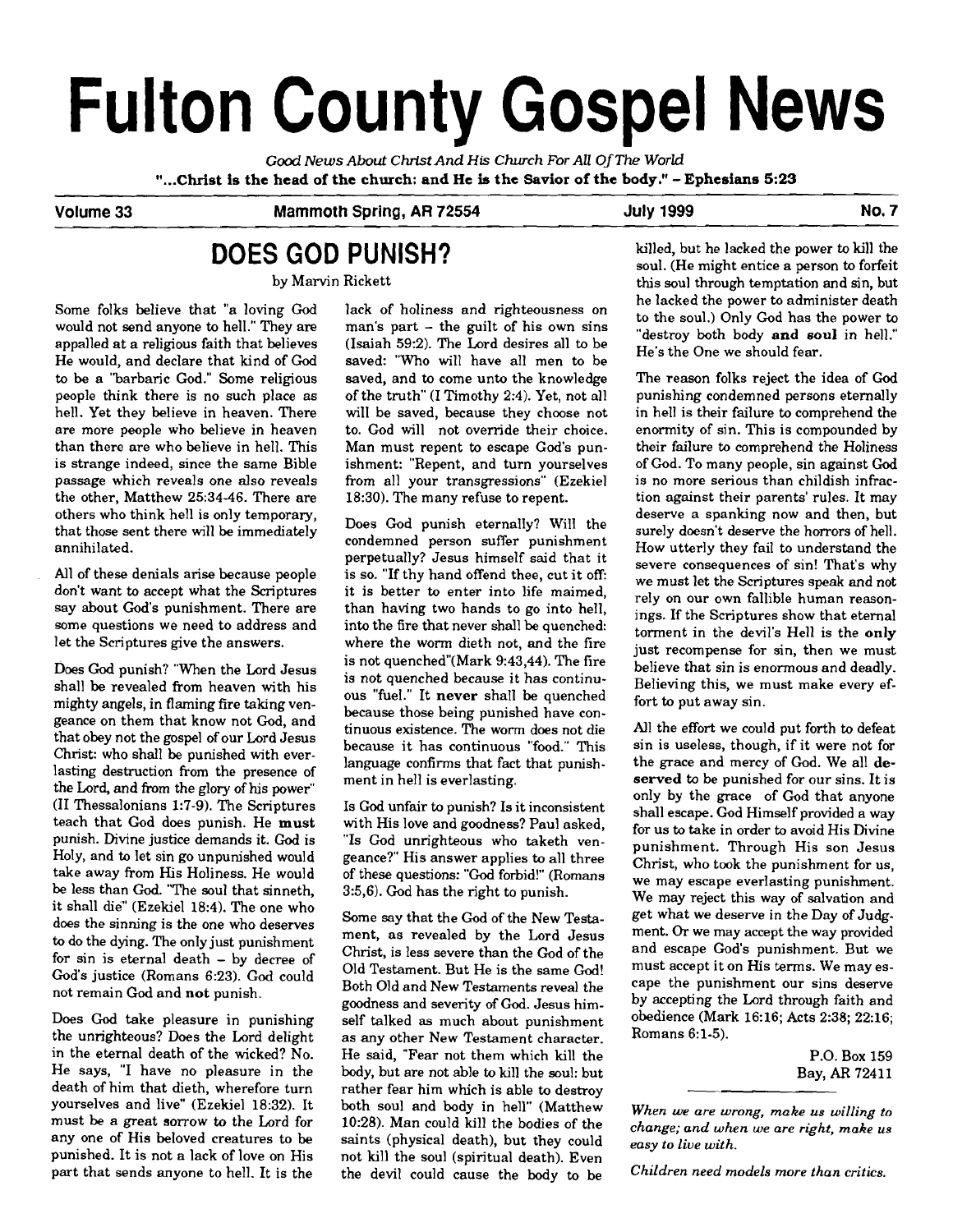# Fulton County Gospel News

*Good News About Christ And His Church For All Of The World*

**"...Christ is the head of the church: and He is the Savior of the body." - Ephesians 5:23**

**Volume 33 — Mammoth Spring, AR 72554 — July 1999 — No. 7**

## DOES GOD PUNISH?

by Marvin Rickett

Some folks believe that "a loving God would not send anyone to hell." They are appalled at a religious faith that believes He would, and declare that kind of God to be a "barbaric God." Some religious people think there is no such place as hell. Yet they believe in heaven. There are more people who believe in heaven than there are who believe in hell. This is strange indeed, since the same Bible passage which reveals one also reveals the other, Matthew 25:34-46. There are others who think hell is only temporary, that those sent there will be immediately annihilated.

All of these denials arise because people don't want to accept what the Scriptures say about God's punishment. There are some questions we need to address and let the Scriptures give the answers.

Does God punish? "When the Lord Jesus shall be revealed from heaven with his mighty angels, in flaming fire taking vengeance on them that know not God, and that obey not the gospel of our Lord Jesus Christ: who shall be punished with everlasting destruction from the presence of the Lord, and from the glory of his power" (II Thessalonians 1:7-9). The Scriptures teach that God does punish. He **must** punish. Divine justice demands it. God is Holy, and to let sin go unpunished would take away from His Holiness. He would be less than God. "The soul that sinneth, it shall die" (Ezekiel 18:4). The one who does the sinning is the one who deserves to do the dying. The only just punishment for sin is eternal death – by decree of God's justice (Romans 6:23). God could not remain God and **not** punish.

Does God take pleasure in punishing the unrighteous? Does the Lord delight in the eternal death of the wicked? No. He says, "I have no pleasure in the death of him that dieth, wherefore turn yourselves and live" (Ezekiel 18:32). It must be a great sorrow to the Lord for any one of His beloved creatures to be punished. It is not a lack of love on His part that sends anyone to hell. It is the lack of holiness and righteousness on man's part – the guilt of his own sins (Isaiah 59:2). The Lord desires all to be saved: "Who will have all men to be saved, and to come unto the knowledge of the truth" (I Timothy 2:4). Yet, not all will be saved, because they choose not to. God will not override their choice. Man must repent to escape God's punishment: "Repent, and turn yourselves from all your transgressions" (Ezekiel 18:30). The many refuse to repent.

Does God punish eternally? Will the condemned person suffer punishment perpetually? Jesus himself said that it is so. "If thy hand offend thee, cut it off: it is better to enter into life maimed, than having two hands to go into hell, into the fire that never shall be quenched: where the worm dieth not, and the fire is not quenched"(Mark 9:43,44). The fire is not quenched because it has continuous "fuel." It **never** shall be quenched because those being punished have continuous existence. The worm does not die because it has continuous "food." This language confirms that fact that punishment in hell is everlasting.

Is God unfair to punish? Is it inconsistent with His love and goodness? Paul asked, "Is God unrighteous who taketh vengeance?" His answer applies to all three of these questions: "God forbid!" (Romans 3:5,6). God has the right to punish.

Some say that the God of the New Testament, as revealed by the Lord Jesus Christ, is less severe than the God of the Old Testament. But He is the same God! Both Old and New Testaments reveal the goodness and severity of God. Jesus himself talked as much about punishment as any other New Testament character. He said, "Fear not them which kill the body, but are not able to kill the soul: but rather fear him which is able to destroy both soul and body in hell" (Matthew 10:28). Man could kill the bodies of the saints (physical death), but they could not kill the soul (spiritual death). Even the devil could cause the body to be killed, but he lacked the power to kill the soul. (He might entice a person to forfeit this soul through temptation and sin, but he lacked the power to administer death to the soul.) Only God has the power to "destroy both body **and soul** in hell." He's the One we should fear.

The reason folks reject the idea of God punishing condemned persons eternally in hell is their failure to comprehend the enormity of sin. This is compounded by their failure to comprehend the Holiness of God. To many people, sin against God is no more serious than childish infraction against their parents' rules. It may deserve a spanking now and then, but surely doesn't deserve the horrors of hell. How utterly they fail to understand the severe consequences of sin! That's why we must let the Scriptures speak and not rely on our own fallible human reasonings. If the Scriptures show that eternal torment in the devil's Hell is the **only** just recompense for sin, then we must believe that sin is enormous and deadly. Believing this, we must make every effort to put away sin.

All the effort we could put forth to defeat sin is useless, though, if it were not for the grace and mercy of God. We all **deserved** to be punished for our sins. It is only by the grace of God that anyone shall escape. God Himself provided a way for us to take in order to avoid His Divine punishment. Through His son Jesus Christ, who took the punishment for us, we may escape everlasting punishment. We may reject this way of salvation and get what we deserve in the Day of Judgment. Or we may accept the way provided and escape God's punishment. But we must accept it on His terms. We may escape the punishment our sins deserve by accepting the Lord through faith and obedience (Mark 16:16; Acts 2:38; 22:16; Romans 6:1-5).

P.O. Box 159
Bay, AR 72411

---

*When we are wrong, make us willing to change; and when we are right, make us easy to live with.*

*Children need models more than critics.*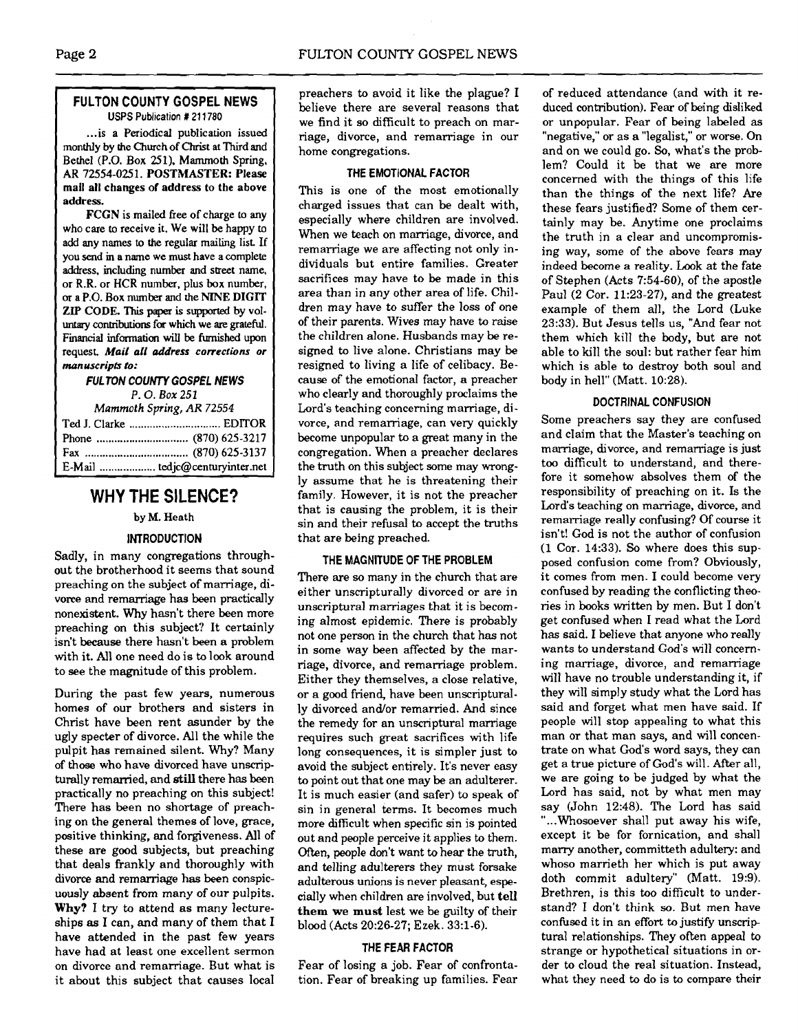## FULTON COUNTY GOSPEL NEWS

USPS Publication # 211780

...is a Periodical publication issued monthly by the Church of Christ at Third and Bethel (P.O. Box 251), Mammoth Spring, AR 72554-0251. **POSTMASTER: Please mail all changes of address to the above address.**

**FCGN** is mailed free of charge to any who care to receive it. We will be happy to add any names to the regular mailing list. If you send in a name we must have a complete address, including number and street name, or R.R. or HCR number, plus box number, or a P.O. Box number and the **NINE DIGIT ZIP CODE.** This paper is supported by voluntary contributions for which we are grateful. Financial information will be furnished upon request. ***Mail all address corrections or manuscripts to:***

***FULTON COUNTY GOSPEL NEWS***
*P. O. Box 251*
*Mammoth Spring, AR 72554*

Ted J. Clarke .............................. EDITOR
Phone .............................. (870) 625-3217
Fax .................................. (870) 625-3137
E-Mail .................. tedjc@centuryinter.net

# WHY THE SILENCE?

by M. Heath

### INTRODUCTION

Sadly, in many congregations throughout the brotherhood it seems that sound preaching on the subject of marriage, divorce and remarriage has been practically nonexistent. Why hasn't there been more preaching on this subject? It certainly isn't because there hasn't been a problem with it. All one need do is to look around to see the magnitude of this problem.

During the past few years, numerous homes of our brothers and sisters in Christ have been rent asunder by the ugly specter of divorce. All the while the pulpit has remained silent. Why? Many of those who have divorced have unscripturally remarried, and **still** there has been practically no preaching on this subject! There has been no shortage of preaching on the general themes of love, grace, positive thinking, and forgiveness. All of these are good subjects, but preaching that deals frankly and thoroughly with divorce and remarriage has been conspicuously absent from many of our pulpits. **Why?** I try to attend as many lectureships as I can, and many of them that I have attended in the past few years have had at least one excellent sermon on divorce and remarriage. But what is it about this subject that causes local preachers to avoid it like the plague? I believe there are several reasons that we find it so difficult to preach on marriage, divorce, and remarriage in our home congregations.

### THE EMOTIONAL FACTOR

This is one of the most emotionally charged issues that can be dealt with, especially where children are involved. When we teach on marriage, divorce, and remarriage we are affecting not only individuals but entire families. Greater sacrifices may have to be made in this area than in any other area of life. Children may have to suffer the loss of one of their parents. Wives may have to raise the children alone. Husbands may be resigned to live alone. Christians may be resigned to living a life of celibacy. Because of the emotional factor, a preacher who clearly and thoroughly proclaims the Lord's teaching concerning marriage, divorce, and remarriage, can very quickly become unpopular to a great many in the congregation. When a preacher declares the truth on this subject some may wrongly assume that he is threatening their family. However, it is not the preacher that is causing the problem, it is their sin and their refusal to accept the truths that are being preached.

### THE MAGNITUDE OF THE PROBLEM

There are so many in the church that are either unscripturally divorced or are in unscriptural marriages that it is becoming almost epidemic. There is probably not one person in the church that has not in some way been affected by the marriage, divorce, and remarriage problem. Either they themselves, a close relative, or a good friend, have been unscripturally divorced and/or remarried. And since the remedy for an unscriptural marriage requires such great sacrifices with life long consequences, it is simpler just to avoid the subject entirely. It's never easy to point out that one may be an adulterer. It is much easier (and safer) to speak of sin in general terms. It becomes much more difficult when specific sin is pointed out and people perceive it applies to them. Often, people don't want to hear the truth, and telling adulterers they must forsake adulterous unions is never pleasant, especially when children are involved, but **tell them we must** lest we be guilty of their blood (Acts 20:26-27; Ezek. 33:1-6).

### THE FEAR FACTOR

Fear of losing a job. Fear of confrontation. Fear of breaking up families. Fear of reduced attendance (and with it reduced contribution). Fear of being disliked or unpopular. Fear of being labeled as "negative," or as a "legalist," or worse. On and on we could go. So, what's the problem? Could it be that we are more concerned with the things of this life than the things of the next life? Are these fears justified? Some of them certainly may be. Anytime one proclaims the truth in a clear and uncompromising way, some of the above fears may indeed become a reality. Look at the fate of Stephen (Acts 7:54-60), of the apostle Paul (2 Cor. 11:23-27), and the greatest example of them all, the Lord (Luke 23:33). But Jesus tells us, "And fear not them which kill the body, but are not able to kill the soul: but rather fear him which is able to destroy both soul and body in hell" (Matt. 10:28).

### DOCTRINAL CONFUSION

Some preachers say they are confused and claim that the Master's teaching on marriage, divorce, and remarriage is just too difficult to understand, and therefore it somehow absolves them of the responsibility of preaching on it. Is the Lord's teaching on marriage, divorce, and remarriage really confusing? Of course it isn't! God is not the author of confusion (1 Cor. 14:33). So where does this supposed confusion come from? Obviously, it comes from men. I could become very confused by reading the conflicting theories in books written by men. But I don't get confused when I read what the Lord has said. I believe that anyone who really wants to understand God's will concerning marriage, divorce, and remarriage will have no trouble understanding it, if they will simply study what the Lord has said and forget what men have said. If people will stop appealing to what this man or that man says, and will concentrate on what God's word says, they can get a true picture of God's will. After all, we are going to be judged by what the Lord has said, not by what men may say (John 12:48). The Lord has said "...Whosoever shall put away his wife, except it be for fornication, and shall marry another, committeth adultery: and whoso marrieth her which is put away doth commit adultery" (Matt. 19:9). Brethren, is this too difficult to understand? I don't think so. But men have confused it in an effort to justify unscriptural relationships. They often appeal to strange or hypothetical situations in order to cloud the real situation. Instead, what they need to do is to compare their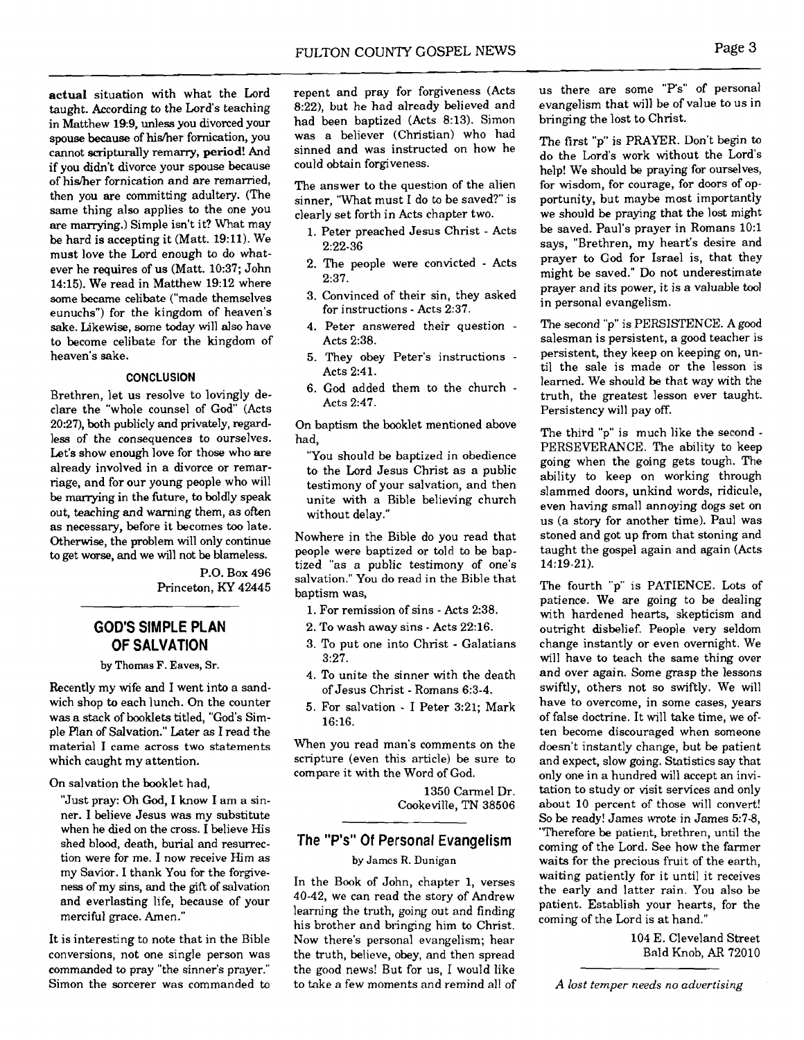**actual** situation with what the Lord taught. According to the Lord's teaching in Matthew 19:9, unless you divorced your spouse because of his/her fornication, you cannot scripturally remarry, **period!** And if you didn't divorce your spouse because of his/her fornication and are remarried, then you are committing adultery. (The same thing also applies to the one you are marrying.) Simple isn't it? What may be hard is accepting it (Matt. 19:11). We must love the Lord enough to do whatever he requires of us (Matt. 10:37; John 14:15). We read in Matthew 19:12 where some became celibate ("made themselves eunuchs") for the kingdom of heaven's sake. Likewise, some today will also have to become celibate for the kingdom of heaven's sake.

#### CONCLUSION

Brethren, let us resolve to lovingly declare the "whole counsel of God" (Acts 20:27), both publicly and privately, regardless of the consequences to ourselves. Let's show enough love for those who are already involved in a divorce or remarriage, and for our young people who will be marrying in the future, to boldly speak out, teaching and warning them, as often as necessary, before it becomes too late. Otherwise, the problem will only continue to get worse, and we will not be blameless.

P.O. Box 496
Princeton, KY 42445

## GOD'S SIMPLE PLAN OF SALVATION

by Thomas F. Eaves, Sr.

Recently my wife and I went into a sandwich shop to each lunch. On the counter was a stack of booklets titled, "God's Simple Plan of Salvation." Later as I read the material I came across two statements which caught my attention.

On salvation the booklet had,

> "Just pray: Oh God, I know I am a sinner. I believe Jesus was my substitute when he died on the cross. I believe His shed blood, death, burial and resurrection were for me. I now receive Him as my Savior. I thank You for the forgiveness of my sins, and the gift of salvation and everlasting life, because of your merciful grace. Amen."

It is interesting to note that in the Bible conversions, not one single person was commanded to pray "the sinner's prayer." Simon the sorcerer was commanded to repent and pray for forgiveness (Acts 8:22), but he had already believed and had been baptized (Acts 8:13). Simon was a believer (Christian) who had sinned and was instructed on how he could obtain forgiveness.

The answer to the question of the alien sinner, "What must I do to be saved?" is clearly set forth in Acts chapter two.

1. Peter preached Jesus Christ - Acts 2:22-36
2. The people were convicted - Acts 2:37.
3. Convinced of their sin, they asked for instructions - Acts 2:37.
4. Peter answered their question - Acts 2:38.
5. They obey Peter's instructions - Acts 2:41.
6. God added them to the church - Acts 2:47.

On baptism the booklet mentioned above had,

> "You should be baptized in obedience to the Lord Jesus Christ as a public testimony of your salvation, and then unite with a Bible believing church without delay."

Nowhere in the Bible do you read that people were baptized or told to be baptized "as a public testimony of one's salvation." You do read in the Bible that baptism was,

1. For remission of sins - Acts 2:38.
2. To wash away sins - Acts 22:16.
3. To put one into Christ - Galatians 3:27.
4. To unite the sinner with the death of Jesus Christ - Romans 6:3-4.
5. For salvation - I Peter 3:21; Mark 16:16.

When you read man's comments on the scripture (even this article) be sure to compare it with the Word of God.

1350 Carmel Dr.
Cookeville, TN 38506

## The "P's" Of Personal Evangelism

by James R. Dunigan

In the Book of John, chapter 1, verses 40-42, we can read the story of Andrew learning the truth, going out and finding his brother and bringing him to Christ. Now there's personal evangelism; hear the truth, believe, obey, and then spread the good news! But for us, I would like to take a few moments and remind all of us there are some "P's" of personal evangelism that will be of value to us in bringing the lost to Christ.

The first "p" is PRAYER. Don't begin to do the Lord's work without the Lord's help! We should be praying for ourselves, for wisdom, for courage, for doors of opportunity, but maybe most importantly we should be praying that the lost might be saved. Paul's prayer in Romans 10:1 says, "Brethren, my heart's desire and prayer to God for Israel is, that they might be saved." Do not underestimate prayer and its power, it is a valuable tool in personal evangelism.

The second "p" is PERSISTENCE. A good salesman is persistent, a good teacher is persistent, they keep on keeping on, until the sale is made or the lesson is learned. We should be that way with the truth, the greatest lesson ever taught. Persistency will pay off.

The third "p" is much like the second - PERSEVERANCE. The ability to keep going when the going gets tough. The ability to keep on working through slammed doors, unkind words, ridicule, even having small annoying dogs set on us (a story for another time). Paul was stoned and got up from that stoning and taught the gospel again and again (Acts 14:19-21).

The fourth "p" is PATIENCE. Lots of patience. We are going to be dealing with hardened hearts, skepticism and outright disbelief. People very seldom change instantly or even overnight. We will have to teach the same thing over and over again. Some grasp the lessons swiftly, others not so swiftly. We will have to overcome, in some cases, years of false doctrine. It will take time, we often become discouraged when someone doesn't instantly change, but be patient and expect, slow going. Statistics say that only one in a hundred will accept an invitation to study or visit services and only about 10 percent of those will convert! So be ready! James wrote in James 5:7-8, "Therefore be patient, brethren, until the coming of the Lord. See how the farmer waits for the precious fruit of the earth, waiting patiently for it until it receives the early and latter rain. You also be patient. Establish your hearts, for the coming of the Lord is at hand."

104 E. Cleveland Street
Bald Knob, AR 72010

*A lost temper needs no advertising*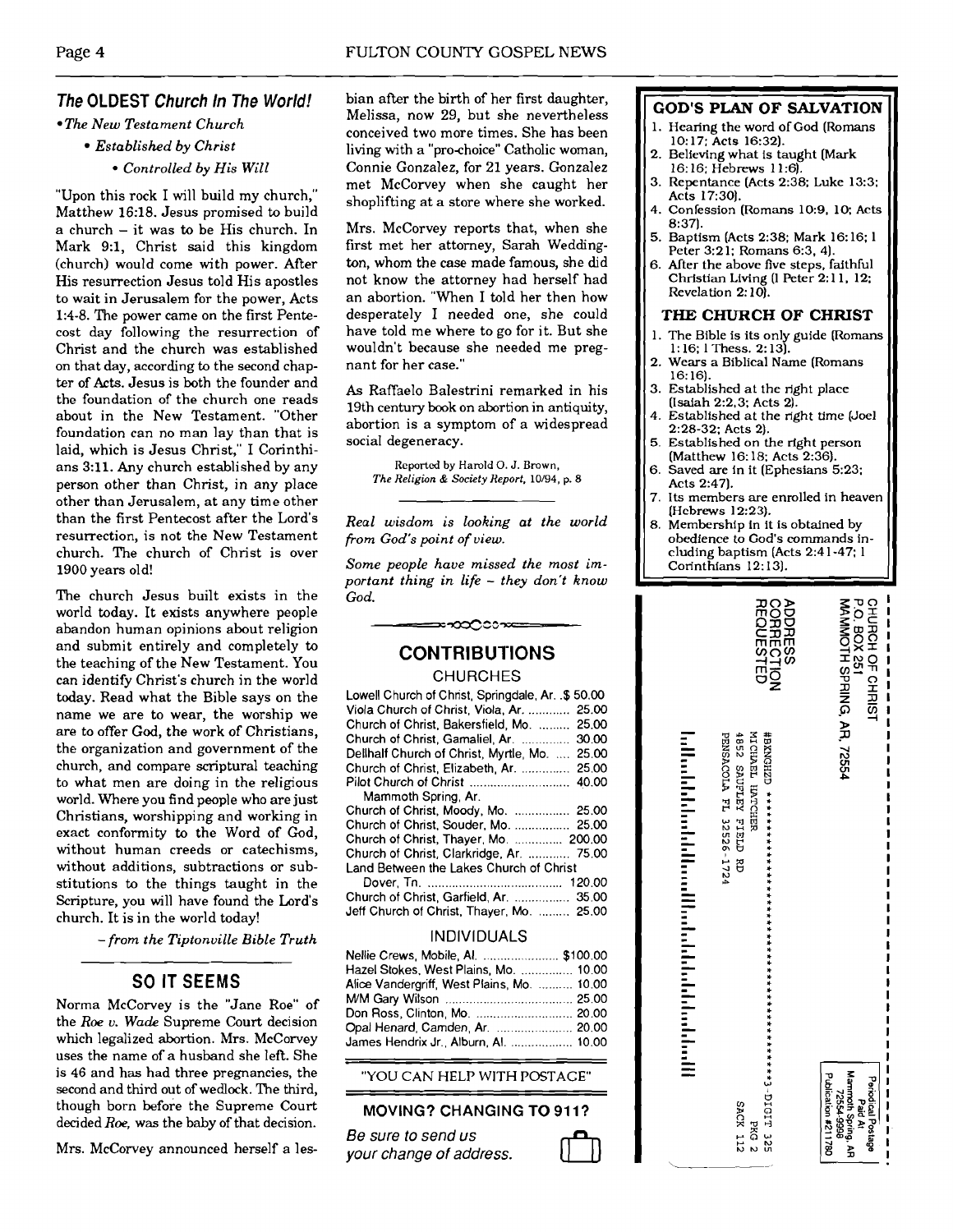## The OLDEST Church In The World!

- *The New Testament Church*
  - *Established by Christ*
    - *Controlled by His Will*

"Upon this rock I will build my church," Matthew 16:18. Jesus promised to build a church – it was to be His church. In Mark 9:1, Christ said this kingdom (church) would come with power. After His resurrection Jesus told His apostles to wait in Jerusalem for the power, Acts 1:4-8. The power came on the first Pentecost day following the resurrection of Christ and the church was established on that day, according to the second chapter of Acts. Jesus is both the founder and the foundation of the church one reads about in the New Testament. "Other foundation can no man lay than that is laid, which is Jesus Christ," I Corinthians 3:11. Any church established by any person other than Christ, in any place other than Jerusalem, at any time other than the first Pentecost after the Lord's resurrection, is not the New Testament church. The church of Christ is over 1900 years old!

The church Jesus built exists in the world today. It exists anywhere people abandon human opinions about religion and submit entirely and completely to the teaching of the New Testament. You can identify Christ's church in the world today. Read what the Bible says on the name we are to wear, the worship we are to offer God, the work of Christians, the organization and government of the church, and compare scriptural teaching to what men are doing in the religious world. Where you find people who are just Christians, worshipping and working in exact conformity to the Word of God, without human creeds or catechisms, without additions, subtractions or substitutions to the things taught in the Scripture, you will have found the Lord's church. It is in the world today!

*– from the Tiptonville Bible Truth*

## SO IT SEEMS

Norma McCorvey is the "Jane Roe" of the *Roe v. Wade* Supreme Court decision which legalized abortion. Mrs. McCorvey uses the name of a husband she left. She is 46 and has had three pregnancies, the second and third out of wedlock. The third, though born before the Supreme Court decided *Roe*, was the baby of that decision.

Mrs. McCorvey announced herself a lesbian after the birth of her first daughter, Melissa, now 29, but she nevertheless conceived two more times. She has been living with a "pro-choice" Catholic woman, Connie Gonzalez, for 21 years. Gonzalez met McCorvey when she caught her shoplifting at a store where she worked.

Mrs. McCorvey reports that, when she first met her attorney, Sarah Weddington, whom the case made famous, she did not know the attorney had herself had an abortion. "When I told her then how desperately I needed one, she could have told me where to go for it. But she wouldn't because she needed me pregnant for her case."

As Raffaelo Balestrini remarked in his 19th century book on abortion in antiquity, abortion is a symptom of a widespread social degeneracy.

Reported by Harold O. J. Brown, *The Religion & Society Report*, 10/94, p. 8

*Real wisdom is looking at the world from God's point of view.*

*Some people have missed the most important thing in life – they don't know God.*

## CONTRIBUTIONS

### CHURCHES

| | |
|---|---|
| Lowell Church of Christ, Springdale, Ar. | $ 50.00 |
| Viola Church of Christ, Viola, Ar. | 25.00 |
| Church of Christ, Bakersfield, Mo. | 25.00 |
| Church of Christ, Gamaliel, Ar. | 30.00 |
| Dellhalf Church of Christ, Myrtle, Mo. | 25.00 |
| Church of Christ, Elizabeth, Ar. | 25.00 |
| Pilot Church of Christ Mammoth Spring, Ar. | 40.00 |
| Church of Christ, Moody, Mo. | 25.00 |
| Church of Christ, Souder, Mo. | 25.00 |
| Church of Christ, Thayer, Mo. | 200.00 |
| Church of Christ, Clarkridge, Ar. | 75.00 |
| Land Between the Lakes Church of Christ Dover, Tn. | 120.00 |
| Church of Christ, Garfield, Ar. | 35.00 |
| Jeff Church of Christ, Thayer, Mo. | 25.00 |

### INDIVIDUALS

| | |
|---|---|
| Nellie Crews, Mobile, Al. | $100.00 |
| Hazel Stokes, West Plains, Mo. | 10.00 |
| Alice Vandergriff, West Plains, Mo. | 10.00 |
| M/M Gary Wilson | 25.00 |
| Don Ross, Clinton, Mo. | 20.00 |
| Opal Henard, Camden, Ar. | 20.00 |
| James Hendrix Jr., Alburn, Al. | 10.00 |

"YOU CAN HELP WITH POSTAGE"

**MOVING? CHANGING TO 911?**

*Be sure to send us your change of address.*

### GOD'S PLAN OF SALVATION

1. Hearing the word of God (Romans 10:17; Acts 16:32).
2. Believing what is taught (Mark 16:16; Hebrews 11:6).
3. Repentance (Acts 2:38; Luke 13:3; Acts 17:30).
4. Confession (Romans 10:9, 10; Acts 8:37).
5. Baptism (Acts 2:38; Mark 16:16; 1 Peter 3:21; Romans 6:3, 4).
6. After the above five steps, faithful Christian Living (I Peter 2:11, 12; Revelation 2:10).

### THE CHURCH OF CHRIST

1. The Bible is its only guide (Romans 1:16; 1 Thess. 2:13).
2. Wears a Biblical Name (Romans 16:16).
3. Established at the right place (Isaiah 2:2,3; Acts 2).
4. Established at the right time (Joel 2:28-32; Acts 2).
5. Established on the right person (Matthew 16:18; Acts 2:36).
6. Saved are in it (Ephesians 5:23; Acts 2:47).
7. Its members are enrolled in heaven (Hebrews 12:23).
8. Membership in it is obtained by obedience to God's commands including baptism (Acts 2:41-47; 1 Corinthians 12:13).

CHURCH OF CHRIST
P.O. BOX 251
MAMMOTH SPRING, AR 72554

ADDRESS CORRECTION REQUESTED

Periodical Postage Paid At Mammoth Spring, AR 72554-9998 Publication #211780

#BXNGHZD ****************************3-DIGIT 325
MICHAEL HATCHER
4852 SAUFLEY FIELD RD
PENSACOLA FL 32526-1724
PKG 2
SACK 112